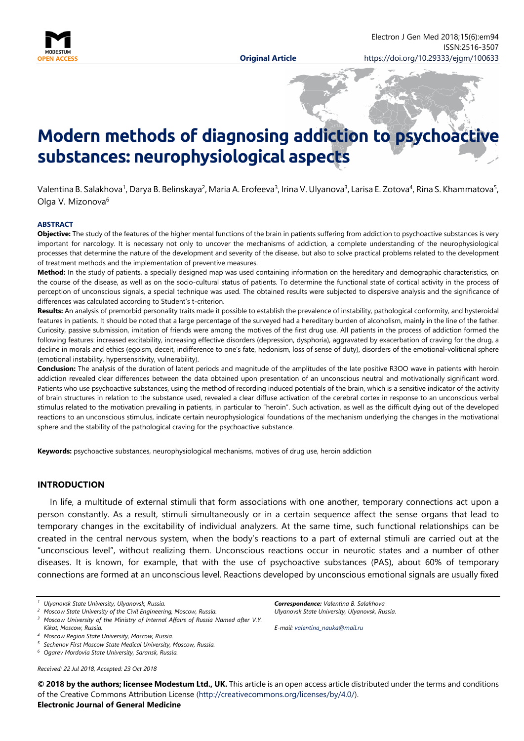Original Article

# Modern methods of diagnosing addiction to psychoactive substances: neurophysiological aspects

Valentina B. Salakhova[1], Darya B. Belinskaya[2], Maria A. Erofeeva[3], Irina V. Ulyanova[3], Larisa E. Zotova[4], Rina S. Khammatova[5], Olga V. Mizonova[6]

**ABSTRACT**

**Objective:** The study of the features of the higher mental functions of the brain in patients suffering from addiction to psychoactive substances is very important for narcology. It is necessary not only to uncover the mechanisms of addiction, a complete understanding of the neurophysiological processes that determine the nature of the development and severity of the disease, but also to solve practical problems related to the development of treatment methods and the implementation of preventive measures.

**Method:** In the study of patients, a specially designed map was used containing information on the hereditary and demographic characteristics, on the course of the disease, as well as on the socio-cultural status of patients. To determine the functional state of cortical activity in the process of perception of unconscious signals, a special technique was used. The obtained results were subjected to dispersive analysis and the significance of differences was calculated according to Student's t-criterion.

**Results:** An analysis of premorbid personality traits made it possible to establish the prevalence of instability, pathological conformity, and hysteroidal features in patients. It should be noted that a large percentage of the surveyed had a hereditary burden of alcoholism, mainly in the line of the father. Curiosity, passive submission, imitation of friends were among the motives of the first drug use. All patients in the process of addiction formed the following features: increased excitability, increasing effective disorders (depression, dysphoria), aggravated by exacerbation of craving for the drug, a decline in morals and ethics (egoism, deceit, indifference to one's fate, hedonism, loss of sense of duty), disorders of the emotional-volitional sphere (emotional instability, hypersensitivity, vulnerability).

**Conclusion:** The analysis of the duration of latent periods and magnitude of the amplitudes of the late positive R3OO wave in patients with heroin addiction revealed clear differences between the data obtained upon presentation of an unconscious neutral and motivationally significant word. Patients who use psychoactive substances, using the method of recording induced potentials of the brain, which is a sensitive indicator of the activity of brain structures in relation to the substance used, revealed a clear diffuse activation of the cerebral cortex in response to an unconscious verbal stimulus related to the motivation prevailing in patients, in particular to "heroin". Such activation, as well as the difficult dying out of the developed reactions to an unconscious stimulus, indicate certain neurophysiological foundations of the mechanism underlying the changes in the motivational sphere and the stability of the pathological craving for the psychoactive substance.

**Keywords:** psychoactive substances, neurophysiological mechanisms, motives of drug use, heroin addiction

## INTRODUCTION

In life, a multitude of external stimuli that form associations with one another, temporary connections act upon a person constantly. As a result, stimuli simultaneously or in a certain sequence affect the sense organs that lead to temporary changes in the excitability of individual analyzers. At the same time, such functional relationships can be created in the central nervous system, when the body's reactions to a part of external stimuli are carried out at the "unconscious level", without realizing them. Unconscious reactions occur in neurotic states and a number of other diseases. It is known, for example, that with the use of psychoactive substances (PAS), about 60% of temporary connections are formed at an unconscious level. Reactions developed by unconscious emotional signals are usually fixed

[1] Ulyanovsk State University, Ulyanovsk, Russia.
[2] Moscow State University of the Civil Engineering, Moscow, Russia.
[3] Moscow University of the Ministry of Internal Affairs of Russia Named after V.Y. Kikot, Moscow, Russia.
[4] Moscow Region State University, Moscow, Russia.
[5] Sechenov First Moscow State Medical University, Moscow, Russia.
[6] Ogarev Mordovia State University, Saransk, Russia.

*Correspondence: Valentina B. Salakhova*
*Ulyanovsk State University, Ulyanovsk, Russia.*

*E-mail: valentina_nauka@mail.ru*

*Received: 22 Jul 2018, Accepted: 23 Oct 2018*

**© 2018 by the authors; licensee Modestum Ltd., UK.** This article is an open access article distributed under the terms and conditions of the Creative Commons Attribution License (http://creativecommons.org/licenses/by/4.0/).
**Electronic Journal of General Medicine**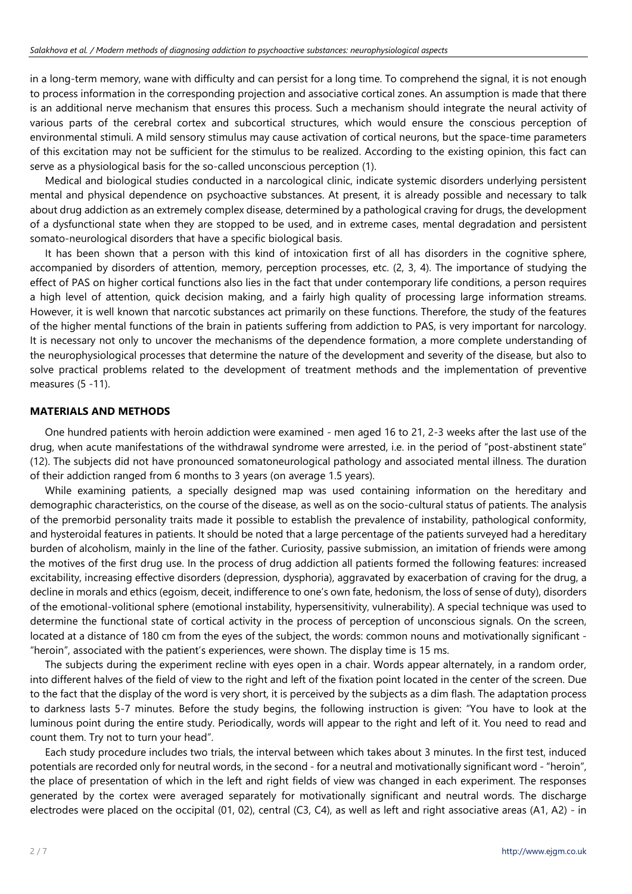in a long-term memory, wane with difficulty and can persist for a long time. To comprehend the signal, it is not enough to process information in the corresponding projection and associative cortical zones. An assumption is made that there is an additional nerve mechanism that ensures this process. Such a mechanism should integrate the neural activity of various parts of the cerebral cortex and subcortical structures, which would ensure the conscious perception of environmental stimuli. A mild sensory stimulus may cause activation of cortical neurons, but the space-time parameters of this excitation may not be sufficient for the stimulus to be realized. According to the existing opinion, this fact can serve as a physiological basis for the so-called unconscious perception (1).

Medical and biological studies conducted in a narcological clinic, indicate systemic disorders underlying persistent mental and physical dependence on psychoactive substances. At present, it is already possible and necessary to talk about drug addiction as an extremely complex disease, determined by a pathological craving for drugs, the development of a dysfunctional state when they are stopped to be used, and in extreme cases, mental degradation and persistent somato-neurological disorders that have a specific biological basis.

It has been shown that a person with this kind of intoxication first of all has disorders in the cognitive sphere, accompanied by disorders of attention, memory, perception processes, etc. (2, 3, 4). The importance of studying the effect of PAS on higher cortical functions also lies in the fact that under contemporary life conditions, a person requires a high level of attention, quick decision making, and a fairly high quality of processing large information streams. However, it is well known that narcotic substances act primarily on these functions. Therefore, the study of the features of the higher mental functions of the brain in patients suffering from addiction to PAS, is very important for narcology. It is necessary not only to uncover the mechanisms of the dependence formation, a more complete understanding of the neurophysiological processes that determine the nature of the development and severity of the disease, but also to solve practical problems related to the development of treatment methods and the implementation of preventive measures (5 -11).

## MATERIALS AND METHODS

One hundred patients with heroin addiction were examined - men aged 16 to 21, 2-3 weeks after the last use of the drug, when acute manifestations of the withdrawal syndrome were arrested, i.e. in the period of "post-abstinent state" (12). The subjects did not have pronounced somatoneurological pathology and associated mental illness. The duration of their addiction ranged from 6 months to 3 years (on average 1.5 years).

While examining patients, a specially designed map was used containing information on the hereditary and demographic characteristics, on the course of the disease, as well as on the socio-cultural status of patients. The analysis of the premorbid personality traits made it possible to establish the prevalence of instability, pathological conformity, and hysteroidal features in patients. It should be noted that a large percentage of the patients surveyed had a hereditary burden of alcoholism, mainly in the line of the father. Curiosity, passive submission, an imitation of friends were among the motives of the first drug use. In the process of drug addiction all patients formed the following features: increased excitability, increasing effective disorders (depression, dysphoria), aggravated by exacerbation of craving for the drug, a decline in morals and ethics (egoism, deceit, indifference to one's own fate, hedonism, the loss of sense of duty), disorders of the emotional-volitional sphere (emotional instability, hypersensitivity, vulnerability). A special technique was used to determine the functional state of cortical activity in the process of perception of unconscious signals. On the screen, located at a distance of 180 cm from the eyes of the subject, the words: common nouns and motivationally significant - "heroin", associated with the patient's experiences, were shown. The display time is 15 ms.

The subjects during the experiment recline with eyes open in a chair. Words appear alternately, in a random order, into different halves of the field of view to the right and left of the fixation point located in the center of the screen. Due to the fact that the display of the word is very short, it is perceived by the subjects as a dim flash. The adaptation process to darkness lasts 5-7 minutes. Before the study begins, the following instruction is given: "You have to look at the luminous point during the entire study. Periodically, words will appear to the right and left of it. You need to read and count them. Try not to turn your head".

Each study procedure includes two trials, the interval between which takes about 3 minutes. In the first test, induced potentials are recorded only for neutral words, in the second - for a neutral and motivationally significant word - "heroin", the place of presentation of which in the left and right fields of view was changed in each experiment. The responses generated by the cortex were averaged separately for motivationally significant and neutral words. The discharge electrodes were placed on the occipital (01, 02), central (C3, C4), as well as left and right associative areas (A1, A2) - in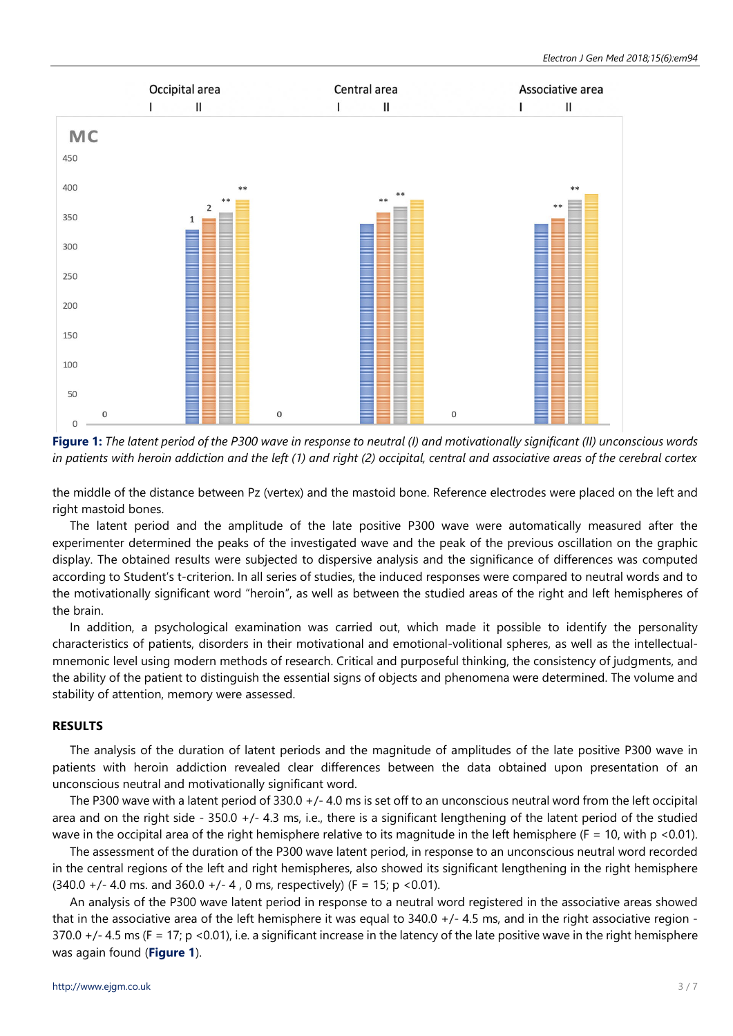Figure 1: *The latent period of the P300 wave in response to neutral (I) and motivationally significant (II) unconscious words in patients with heroin addiction and the left (1) and right (2) occipital, central and associative areas of the cerebral cortex*

the middle of the distance between Pz (vertex) and the mastoid bone. Reference electrodes were placed on the left and right mastoid bones.

The latent period and the amplitude of the late positive P300 wave were automatically measured after the experimenter determined the peaks of the investigated wave and the peak of the previous oscillation on the graphic display. The obtained results were subjected to dispersive analysis and the significance of differences was computed according to Student's t-criterion. In all series of studies, the induced responses were compared to neutral words and to the motivationally significant word "heroin", as well as between the studied areas of the right and left hemispheres of the brain.

In addition, a psychological examination was carried out, which made it possible to identify the personality characteristics of patients, disorders in their motivational and emotional-volitional spheres, as well as the intellectual-mnemonic level using modern methods of research. Critical and purposeful thinking, the consistency of judgments, and the ability of the patient to distinguish the essential signs of objects and phenomena were determined. The volume and stability of attention, memory were assessed.

## RESULTS

The analysis of the duration of latent periods and the magnitude of amplitudes of the late positive P300 wave in patients with heroin addiction revealed clear differences between the data obtained upon presentation of an unconscious neutral and motivationally significant word.

The P300 wave with a latent period of 330.0 +/- 4.0 ms is set off to an unconscious neutral word from the left occipital area and on the right side - 350.0 +/- 4.3 ms, i.e., there is a significant lengthening of the latent period of the studied wave in the occipital area of the right hemisphere relative to its magnitude in the left hemisphere ($F = 10$, with $p < 0.01$).

The assessment of the duration of the P300 wave latent period, in response to an unconscious neutral word recorded in the central regions of the left and right hemispheres, also showed its significant lengthening in the right hemisphere (340.0 +/- 4.0 ms. and 360.0 +/- 4 , 0 ms, respectively) ($F = 15$; $p < 0.01$).

An analysis of the P300 wave latent period in response to a neutral word registered in the associative areas showed that in the associative area of the left hemisphere it was equal to 340.0 +/- 4.5 ms, and in the right associative region - 370.0 +/- 4.5 ms ($F = 17$; $p < 0.01$), i.e. a significant increase in the latency of the late positive wave in the right hemisphere was again found (**Figure 1**).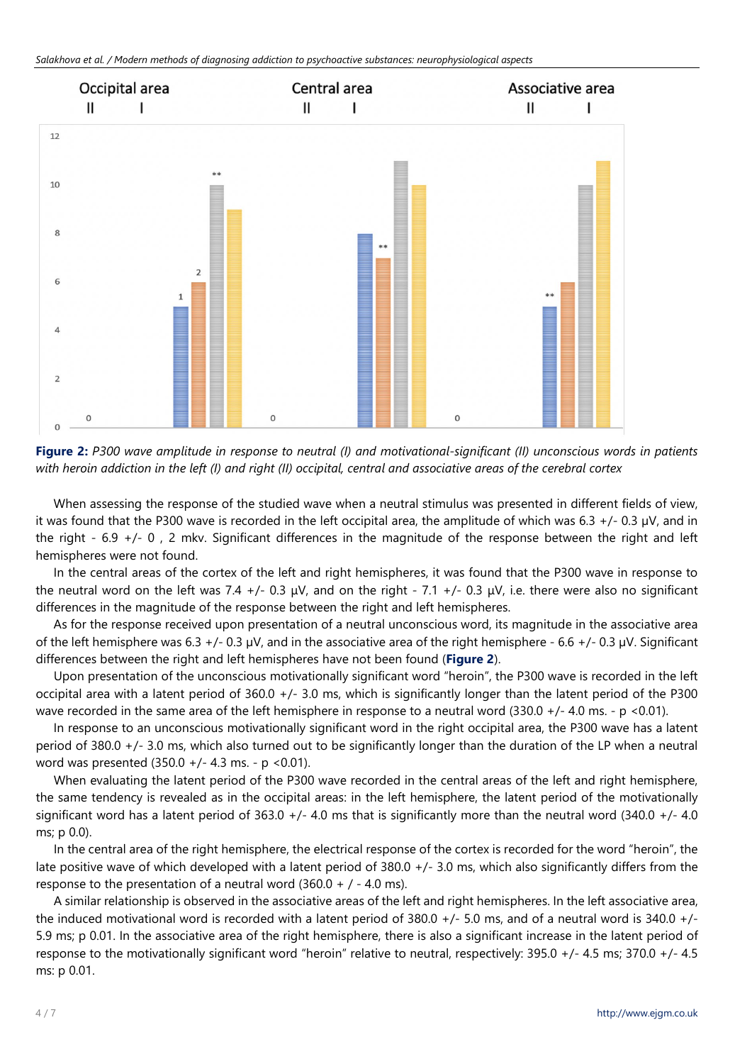**Figure 2:** *P300 wave amplitude in response to neutral (I) and motivational-significant (II) unconscious words in patients with heroin addiction in the left (I) and right (II) occipital, central and associative areas of the cerebral cortex*

When assessing the response of the studied wave when a neutral stimulus was presented in different fields of view, it was found that the P300 wave is recorded in the left occipital area, the amplitude of which was 6.3 +/- 0.3 μV, and in the right - 6.9 +/- 0 , 2 mkv. Significant differences in the magnitude of the response between the right and left hemispheres were not found.

In the central areas of the cortex of the left and right hemispheres, it was found that the P300 wave in response to the neutral word on the left was 7.4 +/- 0.3 μV, and on the right - 7.1 +/- 0.3 μV, i.e. there were also no significant differences in the magnitude of the response between the right and left hemispheres.

As for the response received upon presentation of a neutral unconscious word, its magnitude in the associative area of the left hemisphere was 6.3 +/- 0.3 μV, and in the associative area of the right hemisphere - 6.6 +/- 0.3 μV. Significant differences between the right and left hemispheres have not been found (**Figure 2**).

Upon presentation of the unconscious motivationally significant word "heroin", the P300 wave is recorded in the left occipital area with a latent period of 360.0 +/- 3.0 ms, which is significantly longer than the latent period of the P300 wave recorded in the same area of the left hemisphere in response to a neutral word (330.0 +/- 4.0 ms. - p <0.01).

In response to an unconscious motivationally significant word in the right occipital area, the P300 wave has a latent period of 380.0 +/- 3.0 ms, which also turned out to be significantly longer than the duration of the LP when a neutral word was presented (350.0 +/- 4.3 ms. - p <0.01).

When evaluating the latent period of the P300 wave recorded in the central areas of the left and right hemisphere, the same tendency is revealed as in the occipital areas: in the left hemisphere, the latent period of the motivationally significant word has a latent period of 363.0 +/- 4.0 ms that is significantly more than the neutral word (340.0 +/- 4.0 ms; p 0.0).

In the central area of the right hemisphere, the electrical response of the cortex is recorded for the word "heroin", the late positive wave of which developed with a latent period of 380.0 +/- 3.0 ms, which also significantly differs from the response to the presentation of a neutral word (360.0 + / - 4.0 ms).

A similar relationship is observed in the associative areas of the left and right hemispheres. In the left associative area, the induced motivational word is recorded with a latent period of 380.0 +/- 5.0 ms, and of a neutral word is 340.0 +/- 5.9 ms; p 0.01. In the associative area of the right hemisphere, there is also a significant increase in the latent period of response to the motivationally significant word "heroin" relative to neutral, respectively: 395.0 +/- 4.5 ms; 370.0 +/- 4.5 ms: p 0.01.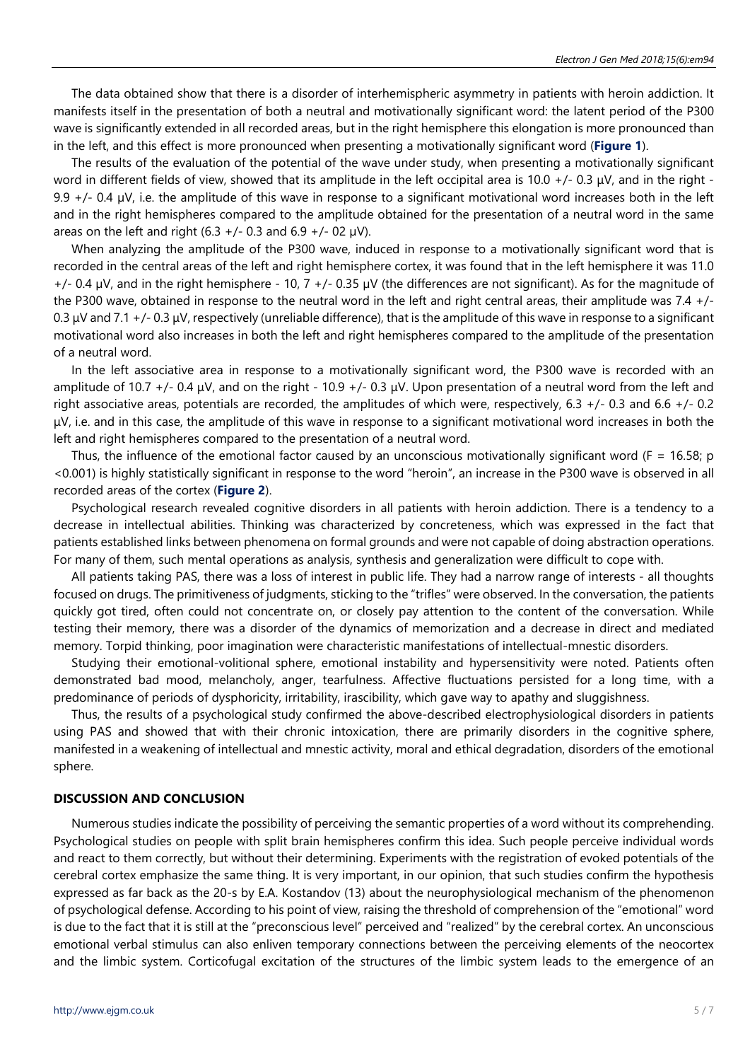The data obtained show that there is a disorder of interhemispheric asymmetry in patients with heroin addiction. It manifests itself in the presentation of both a neutral and motivationally significant word: the latent period of the P300 wave is significantly extended in all recorded areas, but in the right hemisphere this elongation is more pronounced than in the left, and this effect is more pronounced when presenting a motivationally significant word (**Figure 1**).

The results of the evaluation of the potential of the wave under study, when presenting a motivationally significant word in different fields of view, showed that its amplitude in the left occipital area is 10.0 +/- 0.3 μV, and in the right - 9.9 +/- 0.4 μV, i.e. the amplitude of this wave in response to a significant motivational word increases both in the left and in the right hemispheres compared to the amplitude obtained for the presentation of a neutral word in the same areas on the left and right (6.3 +/- 0.3 and 6.9 +/- 02 μV).

When analyzing the amplitude of the P300 wave, induced in response to a motivationally significant word that is recorded in the central areas of the left and right hemisphere cortex, it was found that in the left hemisphere it was 11.0 +/- 0.4 μV, and in the right hemisphere - 10, 7 +/- 0.35 μV (the differences are not significant). As for the magnitude of the P300 wave, obtained in response to the neutral word in the left and right central areas, their amplitude was 7.4 +/- 0.3 μV and 7.1 +/- 0.3 μV, respectively (unreliable difference), that is the amplitude of this wave in response to a significant motivational word also increases in both the left and right hemispheres compared to the amplitude of the presentation of a neutral word.

In the left associative area in response to a motivationally significant word, the P300 wave is recorded with an amplitude of 10.7 +/- 0.4 μV, and on the right - 10.9 +/- 0.3 μV. Upon presentation of a neutral word from the left and right associative areas, potentials are recorded, the amplitudes of which were, respectively, 6.3 +/- 0.3 and 6.6 +/- 0.2 μV, i.e. and in this case, the amplitude of this wave in response to a significant motivational word increases in both the left and right hemispheres compared to the presentation of a neutral word.

Thus, the influence of the emotional factor caused by an unconscious motivationally significant word ($F = 16.58$; $p < 0.001$) is highly statistically significant in response to the word "heroin", an increase in the P300 wave is observed in all recorded areas of the cortex (**Figure 2**).

Psychological research revealed cognitive disorders in all patients with heroin addiction. There is a tendency to a decrease in intellectual abilities. Thinking was characterized by concreteness, which was expressed in the fact that patients established links between phenomena on formal grounds and were not capable of doing abstraction operations. For many of them, such mental operations as analysis, synthesis and generalization were difficult to cope with.

All patients taking PAS, there was a loss of interest in public life. They had a narrow range of interests - all thoughts focused on drugs. The primitiveness of judgments, sticking to the "trifles" were observed. In the conversation, the patients quickly got tired, often could not concentrate on, or closely pay attention to the content of the conversation. While testing their memory, there was a disorder of the dynamics of memorization and a decrease in direct and mediated memory. Torpid thinking, poor imagination were characteristic manifestations of intellectual-mnestic disorders.

Studying their emotional-volitional sphere, emotional instability and hypersensitivity were noted. Patients often demonstrated bad mood, melancholy, anger, tearfulness. Affective fluctuations persisted for a long time, with a predominance of periods of dysphoricity, irritability, irascibility, which gave way to apathy and sluggishness.

Thus, the results of a psychological study confirmed the above-described electrophysiological disorders in patients using PAS and showed that with their chronic intoxication, there are primarily disorders in the cognitive sphere, manifested in a weakening of intellectual and mnestic activity, moral and ethical degradation, disorders of the emotional sphere.

## DISCUSSION AND CONCLUSION

Numerous studies indicate the possibility of perceiving the semantic properties of a word without its comprehending. Psychological studies on people with split brain hemispheres confirm this idea. Such people perceive individual words and react to them correctly, but without their determining. Experiments with the registration of evoked potentials of the cerebral cortex emphasize the same thing. It is very important, in our opinion, that such studies confirm the hypothesis expressed as far back as the 20-s by E.A. Kostandov (13) about the neurophysiological mechanism of the phenomenon of psychological defense. According to his point of view, raising the threshold of comprehension of the "emotional" word is due to the fact that it is still at the "preconscious level" perceived and "realized" by the cerebral cortex. An unconscious emotional verbal stimulus can also enliven temporary connections between the perceiving elements of the neocortex and the limbic system. Corticofugal excitation of the structures of the limbic system leads to the emergence of an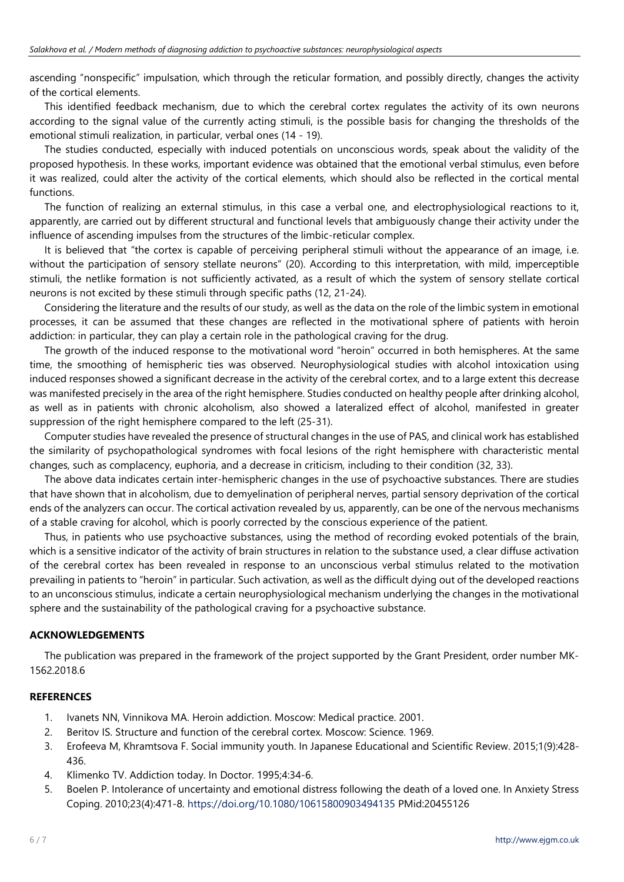ascending "nonspecific" impulsation, which through the reticular formation, and possibly directly, changes the activity of the cortical elements.

This identified feedback mechanism, due to which the cerebral cortex regulates the activity of its own neurons according to the signal value of the currently acting stimuli, is the possible basis for changing the thresholds of the emotional stimuli realization, in particular, verbal ones (14 - 19).

The studies conducted, especially with induced potentials on unconscious words, speak about the validity of the proposed hypothesis. In these works, important evidence was obtained that the emotional verbal stimulus, even before it was realized, could alter the activity of the cortical elements, which should also be reflected in the cortical mental functions.

The function of realizing an external stimulus, in this case a verbal one, and electrophysiological reactions to it, apparently, are carried out by different structural and functional levels that ambiguously change their activity under the influence of ascending impulses from the structures of the limbic-reticular complex.

It is believed that "the cortex is capable of perceiving peripheral stimuli without the appearance of an image, i.e. without the participation of sensory stellate neurons" (20). According to this interpretation, with mild, imperceptible stimuli, the netlike formation is not sufficiently activated, as a result of which the system of sensory stellate cortical neurons is not excited by these stimuli through specific paths (12, 21-24).

Considering the literature and the results of our study, as well as the data on the role of the limbic system in emotional processes, it can be assumed that these changes are reflected in the motivational sphere of patients with heroin addiction: in particular, they can play a certain role in the pathological craving for the drug.

The growth of the induced response to the motivational word "heroin" occurred in both hemispheres. At the same time, the smoothing of hemispheric ties was observed. Neurophysiological studies with alcohol intoxication using induced responses showed a significant decrease in the activity of the cerebral cortex, and to a large extent this decrease was manifested precisely in the area of the right hemisphere. Studies conducted on healthy people after drinking alcohol, as well as in patients with chronic alcoholism, also showed a lateralized effect of alcohol, manifested in greater suppression of the right hemisphere compared to the left (25-31).

Computer studies have revealed the presence of structural changes in the use of PAS, and clinical work has established the similarity of psychopathological syndromes with focal lesions of the right hemisphere with characteristic mental changes, such as complacency, euphoria, and a decrease in criticism, including to their condition (32, 33).

The above data indicates certain inter-hemispheric changes in the use of psychoactive substances. There are studies that have shown that in alcoholism, due to demyelination of peripheral nerves, partial sensory deprivation of the cortical ends of the analyzers can occur. The cortical activation revealed by us, apparently, can be one of the nervous mechanisms of a stable craving for alcohol, which is poorly corrected by the conscious experience of the patient.

Thus, in patients who use psychoactive substances, using the method of recording evoked potentials of the brain, which is a sensitive indicator of the activity of brain structures in relation to the substance used, a clear diffuse activation of the cerebral cortex has been revealed in response to an unconscious verbal stimulus related to the motivation prevailing in patients to "heroin" in particular. Such activation, as well as the difficult dying out of the developed reactions to an unconscious stimulus, indicate a certain neurophysiological mechanism underlying the changes in the motivational sphere and the sustainability of the pathological craving for a psychoactive substance.

## ACKNOWLEDGEMENTS

The publication was prepared in the framework of the project supported by the Grant President, order number MK-1562.2018.6

## REFERENCES

1. Ivanets NN, Vinnikova MA. Heroin addiction. Moscow: Medical practice. 2001.
2. Beritov IS. Structure and function of the cerebral cortex. Moscow: Science. 1969.
3. Erofeeva M, Khramtsova F. Social immunity youth. In Japanese Educational and Scientific Review. 2015;1(9):428-436.
4. Klimenko TV. Addiction today. In Doctor. 1995;4:34-6.
5. Boelen P. Intolerance of uncertainty and emotional distress following the death of a loved one. In Anxiety Stress Coping. 2010;23(4):471-8. https://doi.org/10.1080/10615800903494135 PMid:20455126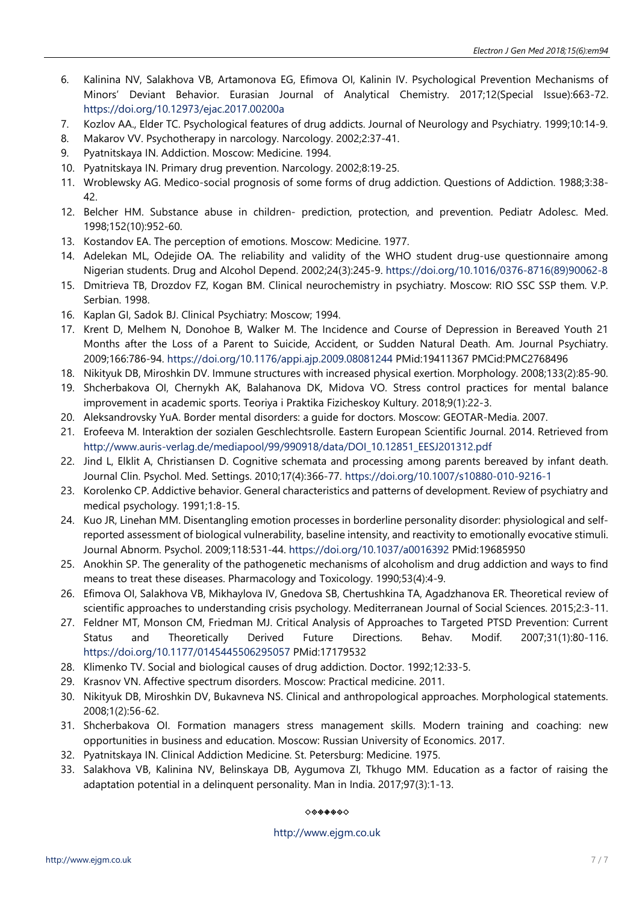6. Kalinina NV, Salakhova VB, Artamonova EG, Efimova OI, Kalinin IV. Psychological Prevention Mechanisms of Minors' Deviant Behavior. Eurasian Journal of Analytical Chemistry. 2017;12(Special Issue):663-72. https://doi.org/10.12973/ejac.2017.00200a
7. Kozlov AA., Elder TC. Psychological features of drug addicts. Journal of Neurology and Psychiatry. 1999;10:14-9.
8. Makarov VV. Psychotherapy in narcology. Narcology. 2002;2:37-41.
9. Pyatnitskaya IN. Addiction. Moscow: Medicine. 1994.
10. Pyatnitskaya IN. Primary drug prevention. Narcology. 2002;8:19-25.
11. Wroblewsky AG. Medico-social prognosis of some forms of drug addiction. Questions of Addiction. 1988;3:38-42.
12. Belcher HM. Substance abuse in children- prediction, protection, and prevention. Pediatr Adolesc. Med. 1998;152(10):952-60.
13. Kostandov EA. The perception of emotions. Moscow: Medicine. 1977.
14. Adelekan ML, Odejide OA. The reliability and validity of the WHO student drug-use questionnaire among Nigerian students. Drug and Alcohol Depend. 2002;24(3):245-9. https://doi.org/10.1016/0376-8716(89)90062-8
15. Dmitrieva TB, Drozdov FZ, Kogan BM. Clinical neurochemistry in psychiatry. Moscow: RIO SSC SSP them. V.P. Serbian. 1998.
16. Kaplan GI, Sadok BJ. Clinical Psychiatry: Moscow; 1994.
17. Krent D, Melhem N, Donohoe B, Walker M. The Incidence and Course of Depression in Bereaved Youth 21 Months after the Loss of a Parent to Suicide, Accident, or Sudden Natural Death. Am. Journal Psychiatry. 2009;166:786-94. https://doi.org/10.1176/appi.ajp.2009.08081244 PMid:19411367 PMCid:PMC2768496
18. Nikityuk DB, Miroshkin DV. Immune structures with increased physical exertion. Morphology. 2008;133(2):85-90.
19. Shcherbakova OI, Chernykh AK, Balahanova DK, Midova VO. Stress control practices for mental balance improvement in academic sports. Teoriya i Praktika Fizicheskoy Kultury. 2018;9(1):22-3.
20. Aleksandrovsky YuA. Border mental disorders: a guide for doctors. Moscow: GEOTAR-Media. 2007.
21. Erofeeva M. Interaktion der sozialen Geschlechtsrolle. Eastern European Scientific Journal. 2014. Retrieved from http://www.auris-verlag.de/mediapool/99/990918/data/DOI_10.12851_EESJ201312.pdf
22. Jind L, Elklit A, Christiansen D. Cognitive schemata and processing among parents bereaved by infant death. Journal Clin. Psychol. Med. Settings. 2010;17(4):366-77. https://doi.org/10.1007/s10880-010-9216-1
23. Korolenko CP. Addictive behavior. General characteristics and patterns of development. Review of psychiatry and medical psychology. 1991;1:8-15.
24. Kuo JR, Linehan MM. Disentangling emotion processes in borderline personality disorder: physiological and self-reported assessment of biological vulnerability, baseline intensity, and reactivity to emotionally evocative stimuli. Journal Abnorm. Psychol. 2009;118:531-44. https://doi.org/10.1037/a0016392 PMid:19685950
25. Anokhin SP. The generality of the pathogenetic mechanisms of alcoholism and drug addiction and ways to find means to treat these diseases. Pharmacology and Toxicology. 1990;53(4):4-9.
26. Efimova OI, Salakhova VB, Mikhaylova IV, Gnedova SB, Chertushkina TA, Agadzhanova ER. Theoretical review of scientific approaches to understanding crisis psychology. Mediterranean Journal of Social Sciences. 2015;2:3-11.
27. Feldner MT, Monson CM, Friedman MJ. Critical Analysis of Approaches to Targeted PTSD Prevention: Current Status and Theoretically Derived Future Directions. Behav. Modif. 2007;31(1):80-116. https://doi.org/10.1177/0145445506295057 PMid:17179532
28. Klimenko TV. Social and biological causes of drug addiction. Doctor. 1992;12:33-5.
29. Krasnov VN. Affective spectrum disorders. Moscow: Practical medicine. 2011.
30. Nikityuk DB, Miroshkin DV, Bukavneva NS. Clinical and anthropological approaches. Morphological statements. 2008;1(2):56-62.
31. Shcherbakova OI. Formation managers stress management skills. Modern training and coaching: new opportunities in business and education. Moscow: Russian University of Economics. 2017.
32. Pyatnitskaya IN. Clinical Addiction Medicine. St. Petersburg: Medicine. 1975.
33. Salakhova VB, Kalinina NV, Belinskaya DB, Aygumova ZI, Tkhugo MM. Education as a factor of raising the adaptation potential in a delinquent personality. Man in India. 2017;97(3):1-13.

◇◈◈◈◈◈◇

http://www.ejgm.co.uk